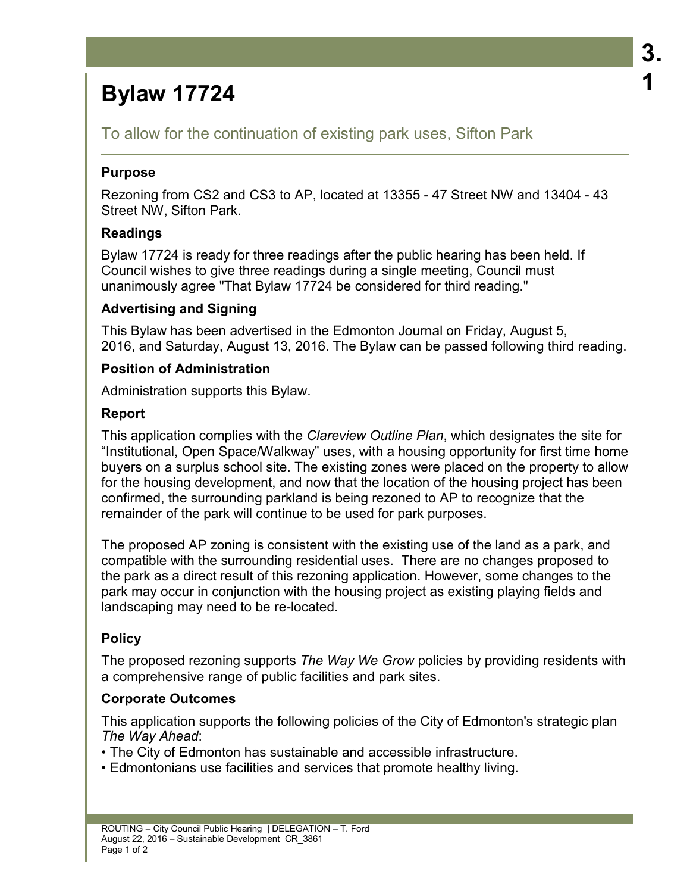3.1

# Bylaw 17724

## To allow for the continuation of existing park uses, Sifton Park

### Purpose

Rezoning from CS2 and CS3 to AP, located at 13355 - 47 Street NW and 13404 - 43 Street NW, Sifton Park.

### Readings

Bylaw 17724 is ready for three readings after the public hearing has been held. If Council wishes to give three readings during a single meeting, Council must unanimously agree "That Bylaw 17724 be considered for third reading."

### Advertising and Signing

This Bylaw has been advertised in the Edmonton Journal on Friday, August 5, 2016, and Saturday, August 13, 2016. The Bylaw can be passed following third reading.

### Position of Administration

Administration supports this Bylaw.

### Report

This application complies with the *Clareview Outline Plan*, which designates the site for "Institutional, Open Space/Walkway" uses, with a housing opportunity for first time home buyers on a surplus school site. The existing zones were placed on the property to allow for the housing development, and now that the location of the housing project has been confirmed, the surrounding parkland is being rezoned to AP to recognize that the remainder of the park will continue to be used for park purposes.

The proposed AP zoning is consistent with the existing use of the land as a park, and compatible with the surrounding residential uses. There are no changes proposed to the park as a direct result of this rezoning application. However, some changes to the park may occur in conjunction with the housing project as existing playing fields and landscaping may need to be re-located.

### Policy

The proposed rezoning supports *The Way We Grow* policies by providing residents with a comprehensive range of public facilities and park sites.

### Corporate Outcomes

This application supports the following policies of the City of Edmonton's strategic plan *The Way Ahead*:

- The City of Edmonton has sustainable and accessible infrastructure.
- Edmontonians use facilities and services that promote healthy living.

ROUTING – City Council Public Hearing | DELEGATION – T. Ford
August 22, 2016 – Sustainable Development CR_3861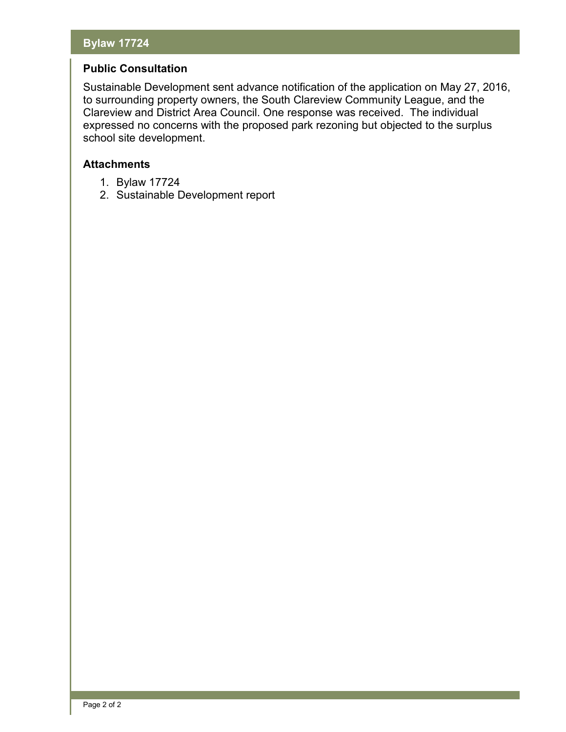## Public Consultation

Sustainable Development sent advance notification of the application on May 27, 2016, to surrounding property owners, the South Clareview Community League, and the Clareview and District Area Council. One response was received. The individual expressed no concerns with the proposed park rezoning but objected to the surplus school site development.

## Attachments

1. Bylaw 17724
2. Sustainable Development report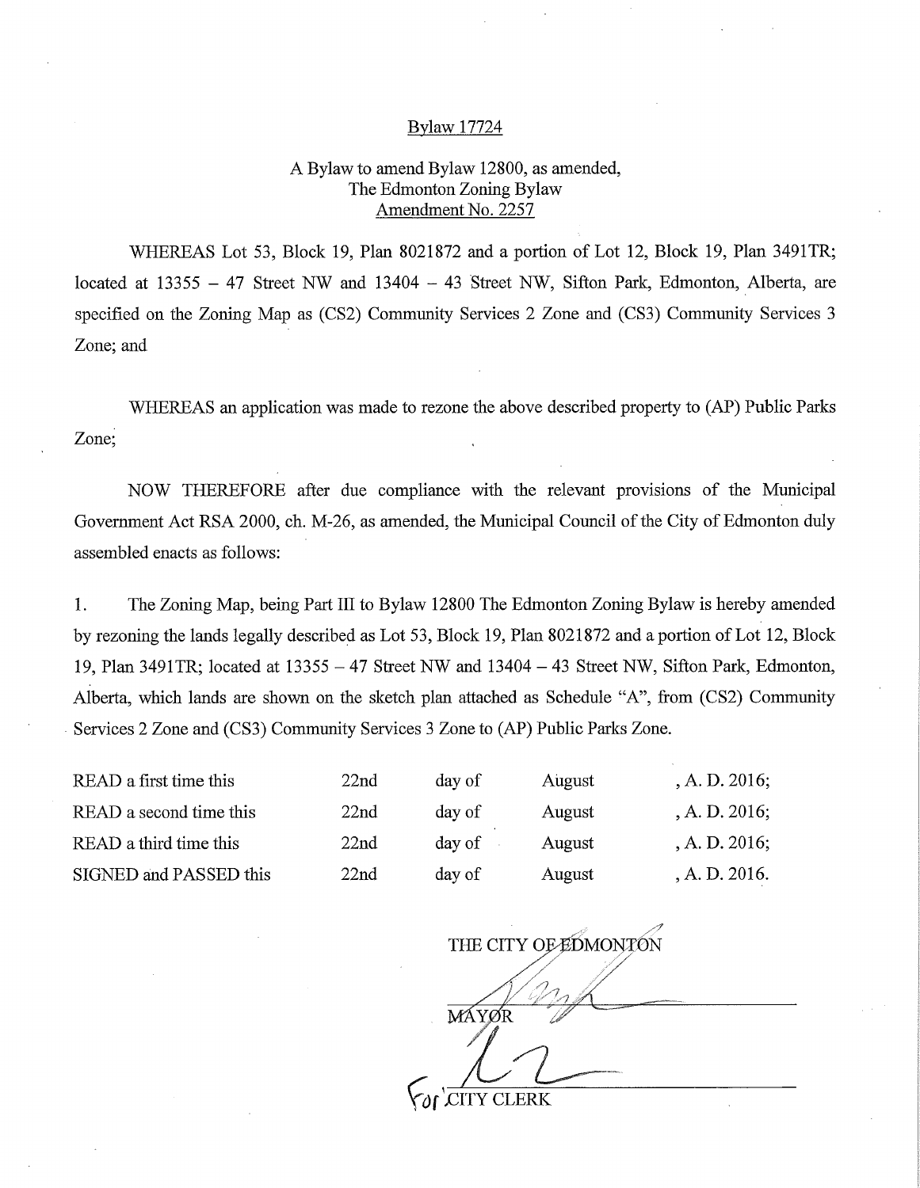Bylaw 17724

A Bylaw to amend Bylaw 12800, as amended,
The Edmonton Zoning Bylaw
Amendment No. 2257

WHEREAS Lot 53, Block 19, Plan 8021872 and a portion of Lot 12, Block 19, Plan 3491TR; located at 13355 – 47 Street NW and 13404 – 43 Street NW, Sifton Park, Edmonton, Alberta, are specified on the Zoning Map as (CS2) Community Services 2 Zone and (CS3) Community Services 3 Zone; and

WHEREAS an application was made to rezone the above described property to (AP) Public Parks Zone;

NOW THEREFORE after due compliance with the relevant provisions of the Municipal Government Act RSA 2000, ch. M-26, as amended, the Municipal Council of the City of Edmonton duly assembled enacts as follows:

1. The Zoning Map, being Part III to Bylaw 12800 The Edmonton Zoning Bylaw is hereby amended by rezoning the lands legally described as Lot 53, Block 19, Plan 8021872 and a portion of Lot 12, Block 19, Plan 3491TR; located at 13355 – 47 Street NW and 13404 – 43 Street NW, Sifton Park, Edmonton, Alberta, which lands are shown on the sketch plan attached as Schedule "A", from (CS2) Community Services 2 Zone and (CS3) Community Services 3 Zone to (AP) Public Parks Zone.

| | | | | |
|---|---|---|---|---|
| READ a first time this | 22nd | day of | August | , A. D. 2016; |
| READ a second time this | 22nd | day of | August | , A. D. 2016; |
| READ a third time this | 22nd | day of | August | , A. D. 2016; |
| SIGNED and PASSED this | 22nd | day of | August | , A. D. 2016. |

THE CITY OF EDMONTON

MAYOR

For CITY CLERK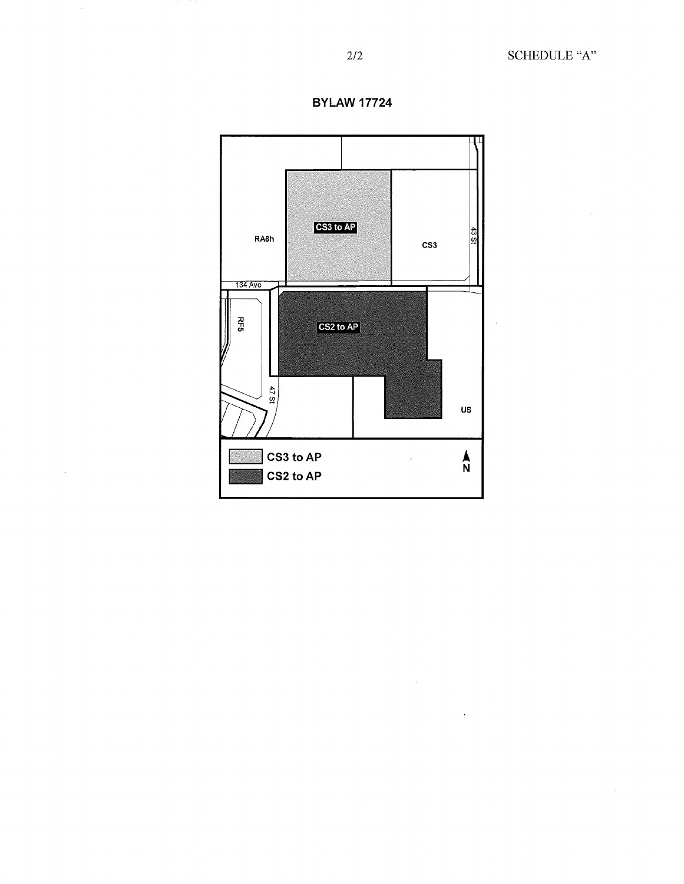SCHEDULE "A"

**BYLAW 17724**

CS3 to AP

RA8h

CS3

43 St

134 Ave

CS2 to AP

RF5

47 St

US

CS3 to AP

CS2 to AP

N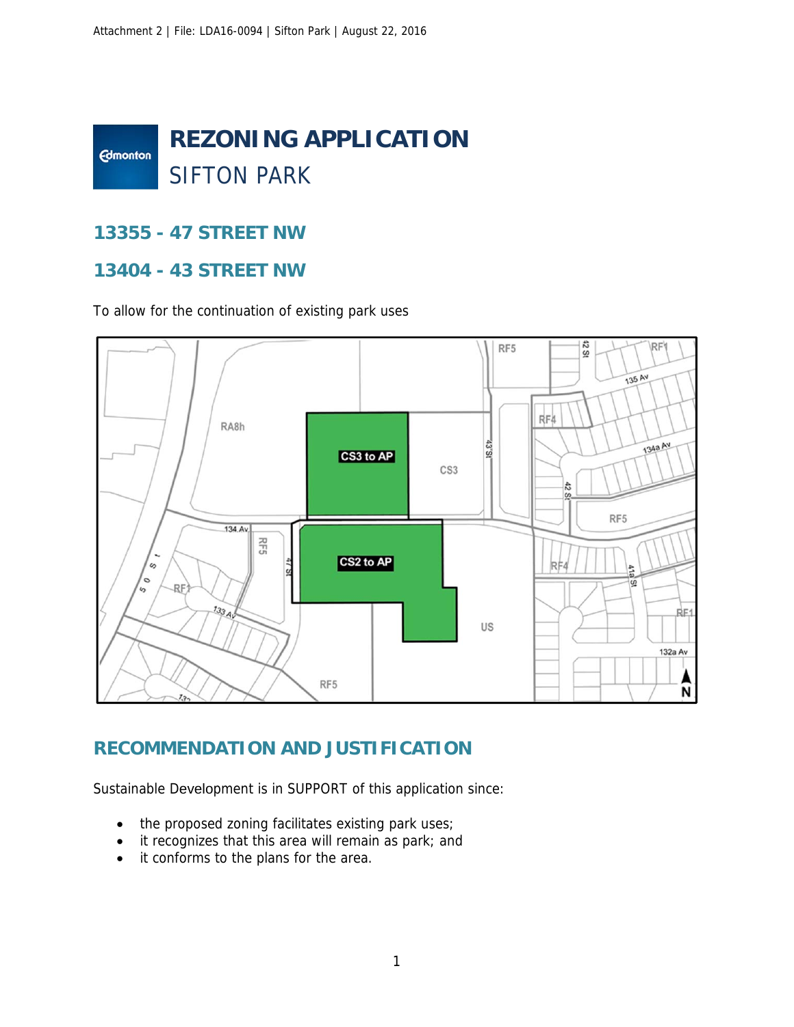# REZONING APPLICATION

## SIFTON PARK

### 13355 - 47 STREET NW

### 13404 - 43 STREET NW

To allow for the continuation of existing park uses

## RECOMMENDATION AND JUSTIFICATION

Sustainable Development is in SUPPORT of this application since:

- the proposed zoning facilitates existing park uses;
- it recognizes that this area will remain as park; and
- it conforms to the plans for the area.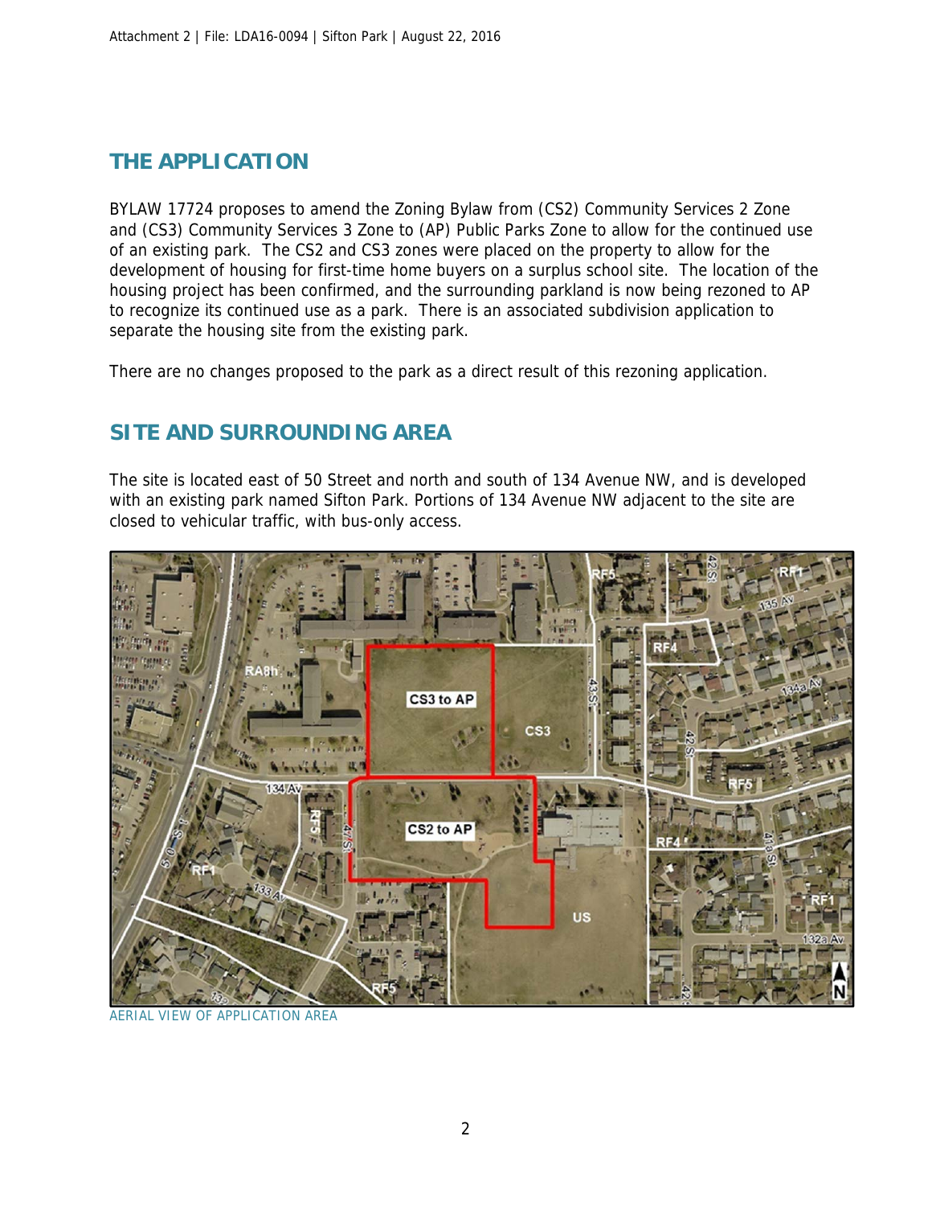## THE APPLICATION

BYLAW 17724 proposes to amend the Zoning Bylaw from (CS2) Community Services 2 Zone and (CS3) Community Services 3 Zone to (AP) Public Parks Zone to allow for the continued use of an existing park. The CS2 and CS3 zones were placed on the property to allow for the development of housing for first-time home buyers on a surplus school site. The location of the housing project has been confirmed, and the surrounding parkland is now being rezoned to AP to recognize its continued use as a park. There is an associated subdivision application to separate the housing site from the existing park.

There are no changes proposed to the park as a direct result of this rezoning application.

## SITE AND SURROUNDING AREA

The site is located east of 50 Street and north and south of 134 Avenue NW, and is developed with an existing park named Sifton Park. Portions of 134 Avenue NW adjacent to the site are closed to vehicular traffic, with bus-only access.

AERIAL VIEW OF APPLICATION AREA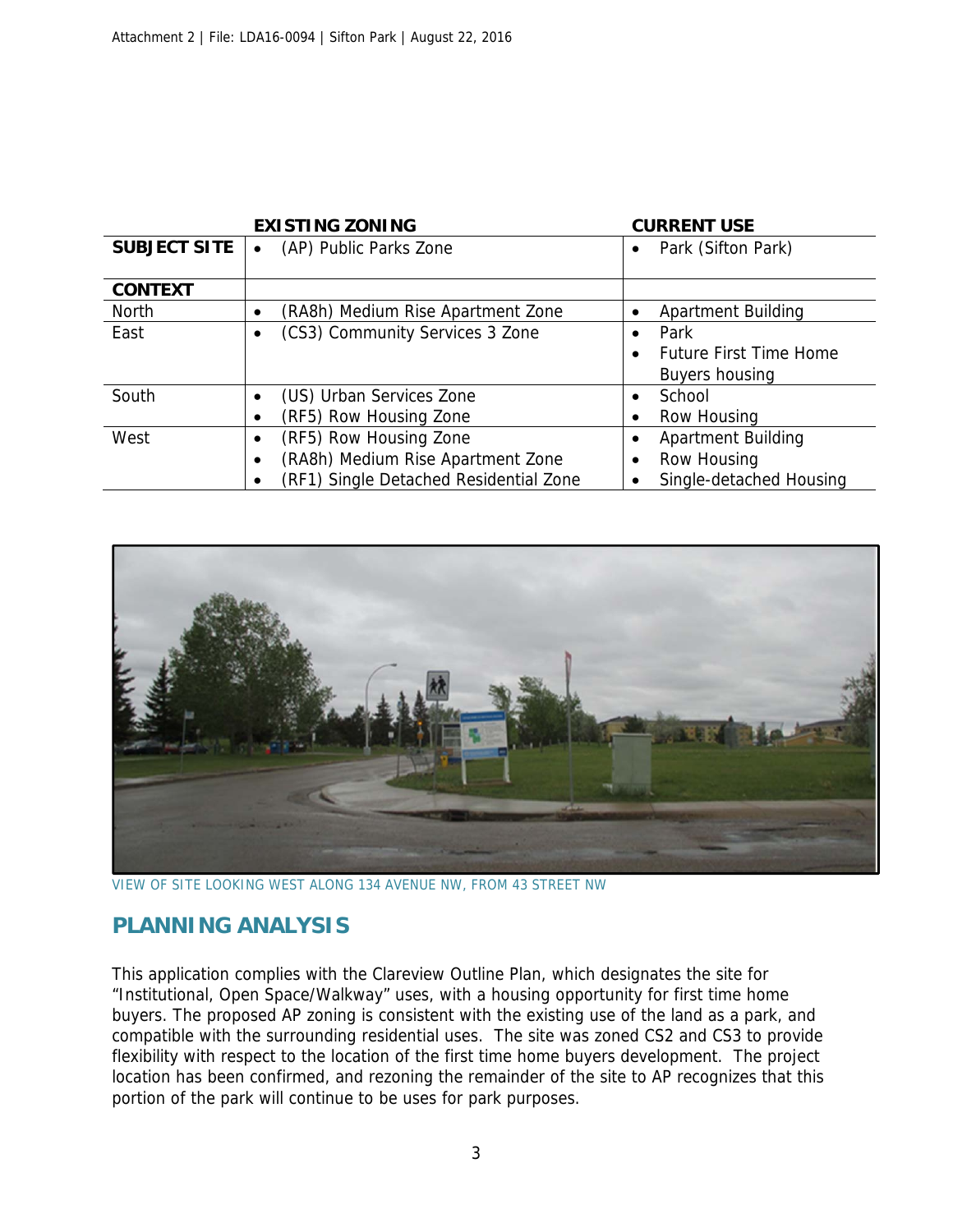| | EXISTING ZONING | CURRENT USE |
|---|---|---|
| **SUBJECT SITE** | • (AP) Public Parks Zone | • Park (Sifton Park) |
| **CONTEXT** | | |
| North | • (RA8h) Medium Rise Apartment Zone | • Apartment Building |
| East | • (CS3) Community Services 3 Zone | • Park<br>• Future First Time Home Buyers housing |
| South | • (US) Urban Services Zone<br>• (RF5) Row Housing Zone | • School<br>• Row Housing |
| West | • (RF5) Row Housing Zone<br>• (RA8h) Medium Rise Apartment Zone<br>• (RF1) Single Detached Residential Zone | • Apartment Building<br>• Row Housing<br>• Single-detached Housing |

VIEW OF SITE LOOKING WEST ALONG 134 AVENUE NW, FROM 43 STREET NW

## PLANNING ANALYSIS

This application complies with the Clareview Outline Plan, which designates the site for "Institutional, Open Space/Walkway" uses, with a housing opportunity for first time home buyers. The proposed AP zoning is consistent with the existing use of the land as a park, and compatible with the surrounding residential uses. The site was zoned CS2 and CS3 to provide flexibility with respect to the location of the first time home buyers development. The project location has been confirmed, and rezoning the remainder of the site to AP recognizes that this portion of the park will continue to be uses for park purposes.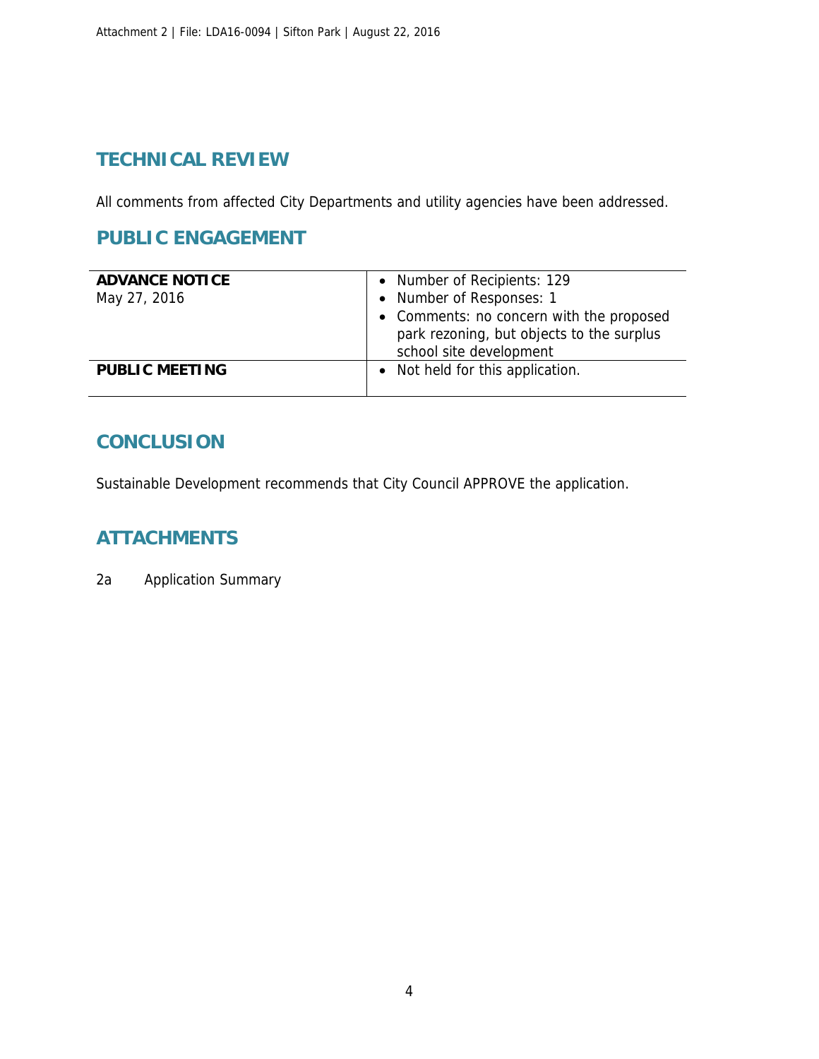## TECHNICAL REVIEW

All comments from affected City Departments and utility agencies have been addressed.

## PUBLIC ENGAGEMENT

| | |
|---|---|
| **ADVANCE NOTICE**<br>May 27, 2016 | • Number of Recipients: 129<br>• Number of Responses: 1<br>• Comments: no concern with the proposed park rezoning, but objects to the surplus school site development |
| **PUBLIC MEETING** | • Not held for this application. |

## CONCLUSION

Sustainable Development recommends that City Council APPROVE the application.

## ATTACHMENTS

2a Application Summary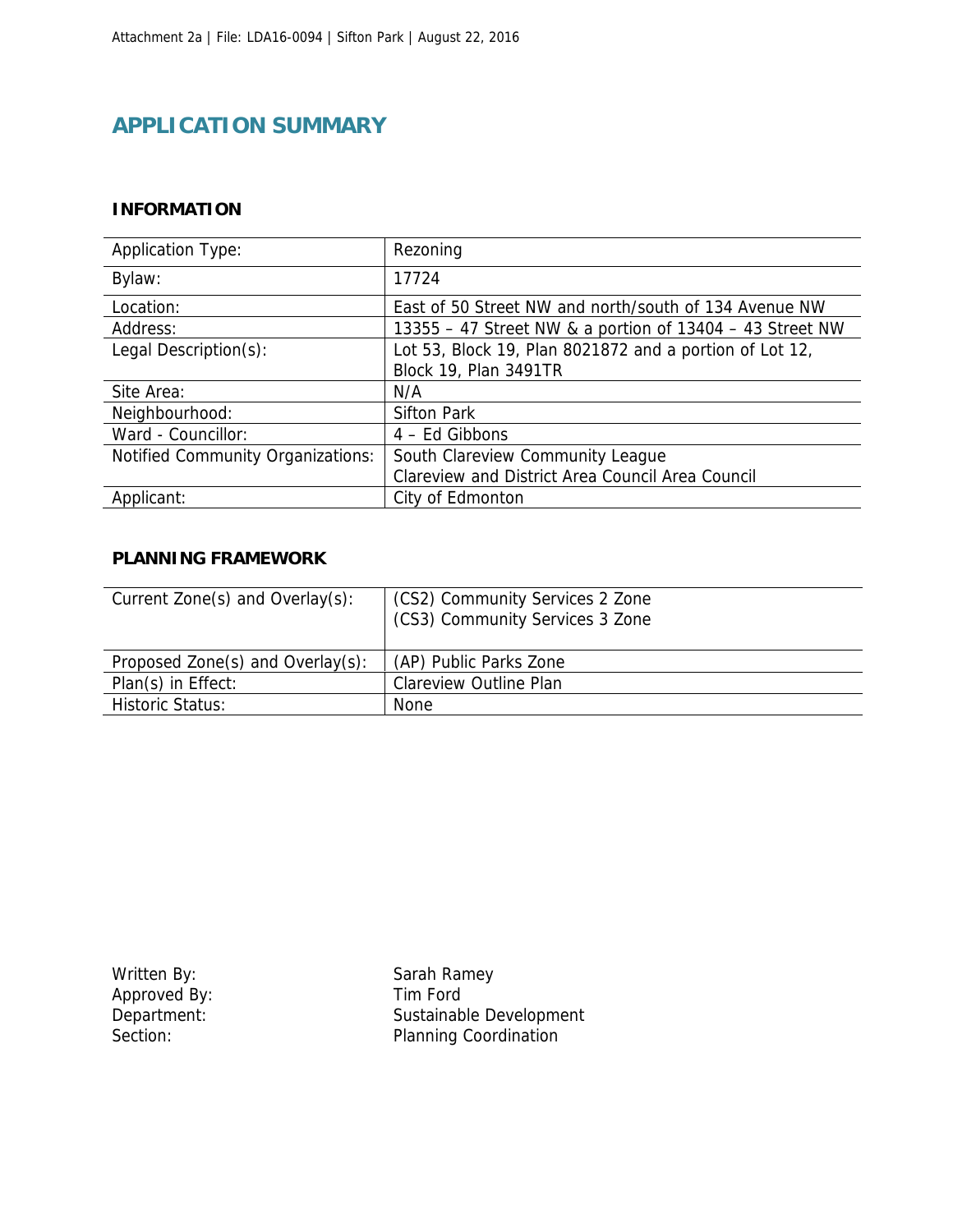# APPLICATION SUMMARY

## INFORMATION

| | |
|---|---|
| Application Type: | Rezoning |
| Bylaw: | 17724 |
| Location: | East of 50 Street NW and north/south of 134 Avenue NW |
| Address: | 13355 – 47 Street NW & a portion of 13404 – 43 Street NW |
| Legal Description(s): | Lot 53, Block 19, Plan 8021872 and a portion of Lot 12, Block 19, Plan 3491TR |
| Site Area: | N/A |
| Neighbourhood: | Sifton Park |
| Ward - Councillor: | 4 – Ed Gibbons |
| Notified Community Organizations: | South Clareview Community League<br>Clareview and District Area Council Area Council |
| Applicant: | City of Edmonton |

## PLANNING FRAMEWORK

| | |
|---|---|
| Current Zone(s) and Overlay(s): | (CS2) Community Services 2 Zone<br>(CS3) Community Services 3 Zone |
| Proposed Zone(s) and Overlay(s): | (AP) Public Parks Zone |
| Plan(s) in Effect: | Clareview Outline Plan |
| Historic Status: | None |

Written By: Sarah Ramey
Approved By: Tim Ford
Department: Sustainable Development
Section: Planning Coordination